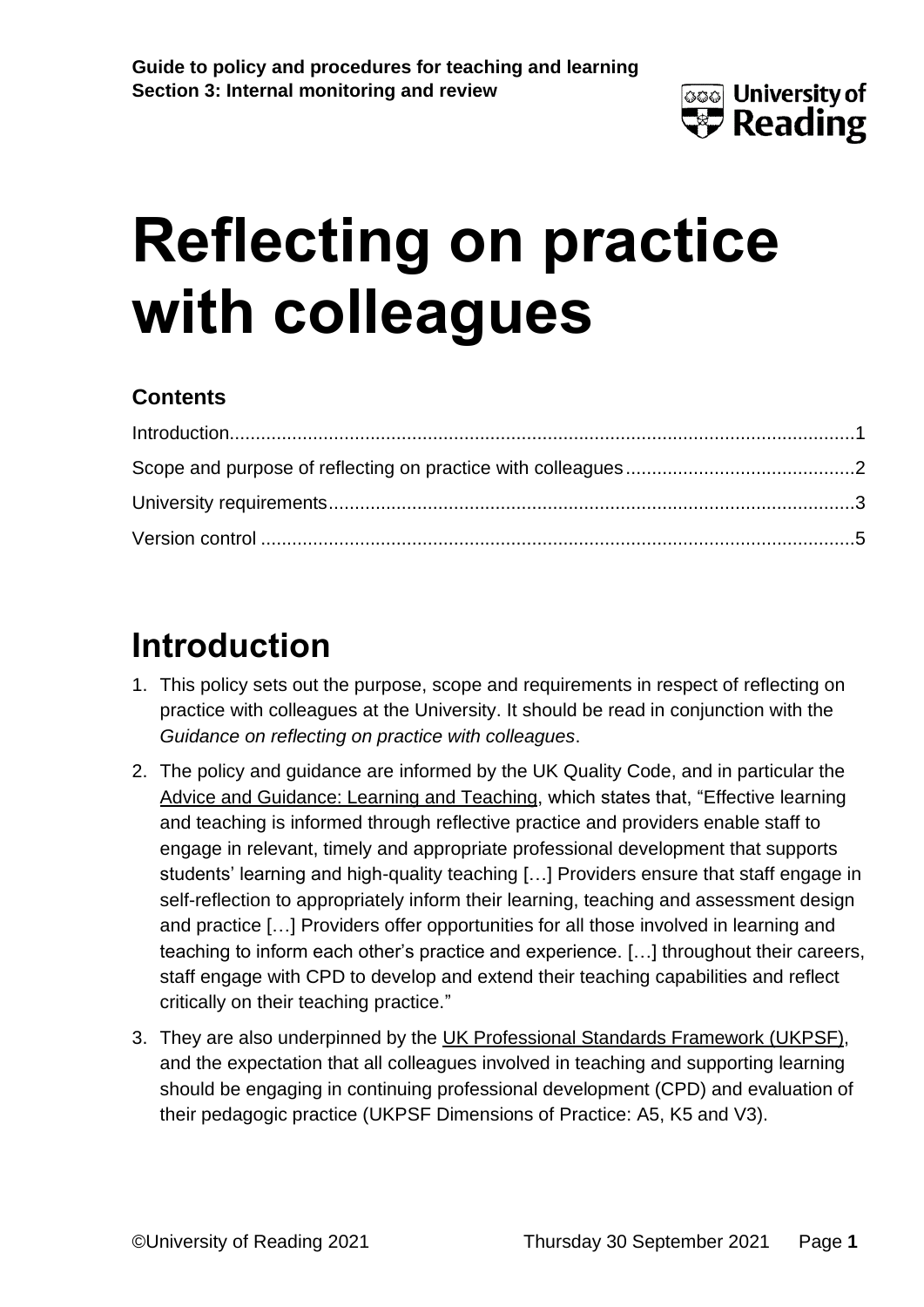# Reflecting on practice with colleagues

## Contents

Introduction........................................................................................................................1

Scope and purpose of reflecting on practice with colleagues............................................2

University requirements.....................................................................................................3

Version control ..................................................................................................................5

## Introduction

1. This policy sets out the purpose, scope and requirements in respect of reflecting on practice with colleagues at the University. It should be read in conjunction with the *Guidance on reflecting on practice with colleagues*.

2. The policy and guidance are informed by the UK Quality Code, and in particular the Advice and Guidance: Learning and Teaching, which states that, "Effective learning and teaching is informed through reflective practice and providers enable staff to engage in relevant, timely and appropriate professional development that supports students' learning and high-quality teaching […] Providers ensure that staff engage in self-reflection to appropriately inform their learning, teaching and assessment design and practice […] Providers offer opportunities for all those involved in learning and teaching to inform each other's practice and experience. […] throughout their careers, staff engage with CPD to develop and extend their teaching capabilities and reflect critically on their teaching practice."

3. They are also underpinned by the UK Professional Standards Framework (UKPSF), and the expectation that all colleagues involved in teaching and supporting learning should be engaging in continuing professional development (CPD) and evaluation of their pedagogic practice (UKPSF Dimensions of Practice: A5, K5 and V3).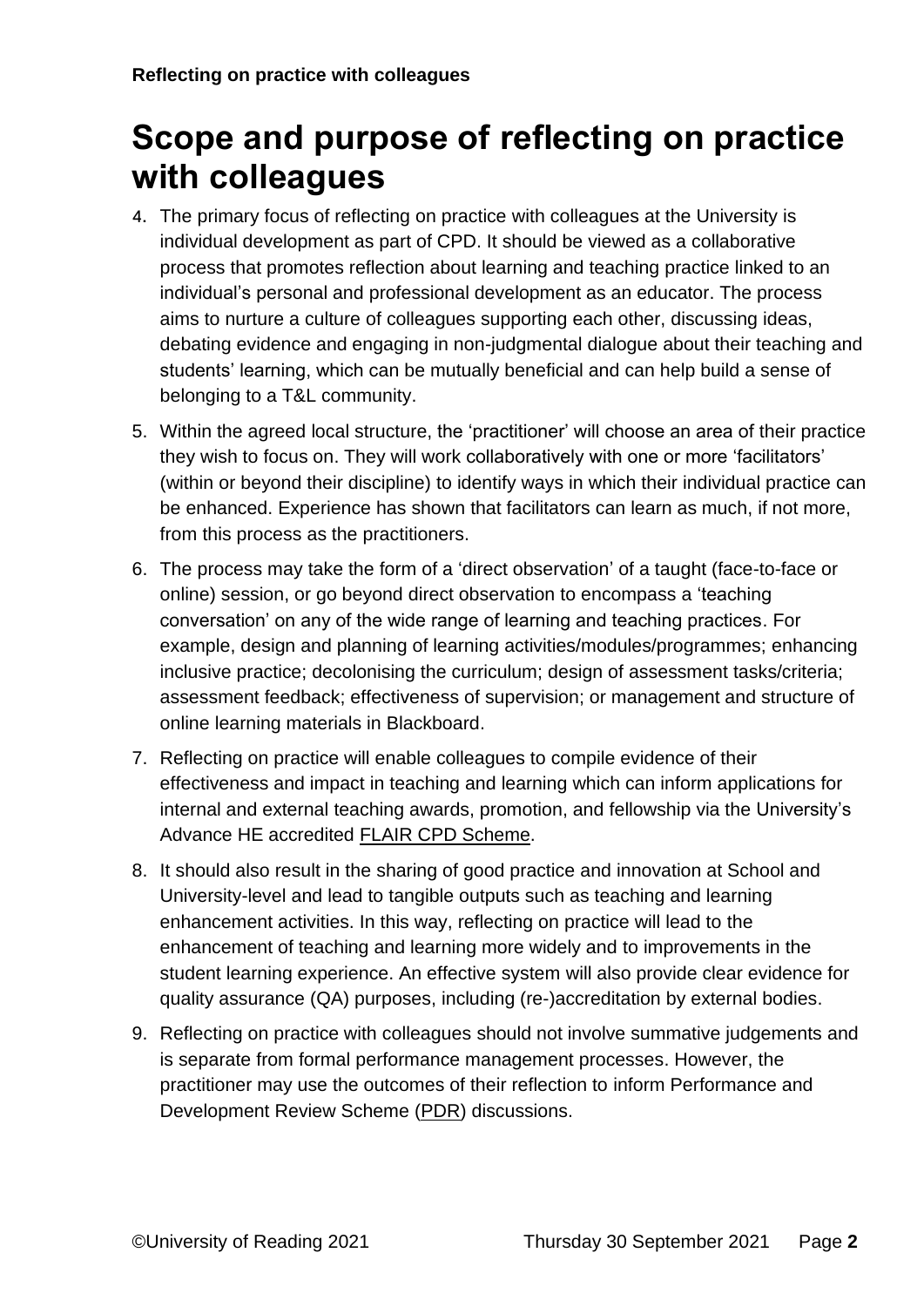# Scope and purpose of reflecting on practice with colleagues

4. The primary focus of reflecting on practice with colleagues at the University is individual development as part of CPD. It should be viewed as a collaborative process that promotes reflection about learning and teaching practice linked to an individual's personal and professional development as an educator. The process aims to nurture a culture of colleagues supporting each other, discussing ideas, debating evidence and engaging in non-judgmental dialogue about their teaching and students' learning, which can be mutually beneficial and can help build a sense of belonging to a T&L community.

5. Within the agreed local structure, the 'practitioner' will choose an area of their practice they wish to focus on. They will work collaboratively with one or more 'facilitators' (within or beyond their discipline) to identify ways in which their individual practice can be enhanced. Experience has shown that facilitators can learn as much, if not more, from this process as the practitioners.

6. The process may take the form of a 'direct observation' of a taught (face-to-face or online) session, or go beyond direct observation to encompass a 'teaching conversation' on any of the wide range of learning and teaching practices. For example, design and planning of learning activities/modules/programmes; enhancing inclusive practice; decolonising the curriculum; design of assessment tasks/criteria; assessment feedback; effectiveness of supervision; or management and structure of online learning materials in Blackboard.

7. Reflecting on practice will enable colleagues to compile evidence of their effectiveness and impact in teaching and learning which can inform applications for internal and external teaching awards, promotion, and fellowship via the University's Advance HE accredited FLAIR CPD Scheme.

8. It should also result in the sharing of good practice and innovation at School and University-level and lead to tangible outputs such as teaching and learning enhancement activities. In this way, reflecting on practice will lead to the enhancement of teaching and learning more widely and to improvements in the student learning experience. An effective system will also provide clear evidence for quality assurance (QA) purposes, including (re-)accreditation by external bodies.

9. Reflecting on practice with colleagues should not involve summative judgements and is separate from formal performance management processes. However, the practitioner may use the outcomes of their reflection to inform Performance and Development Review Scheme (PDR) discussions.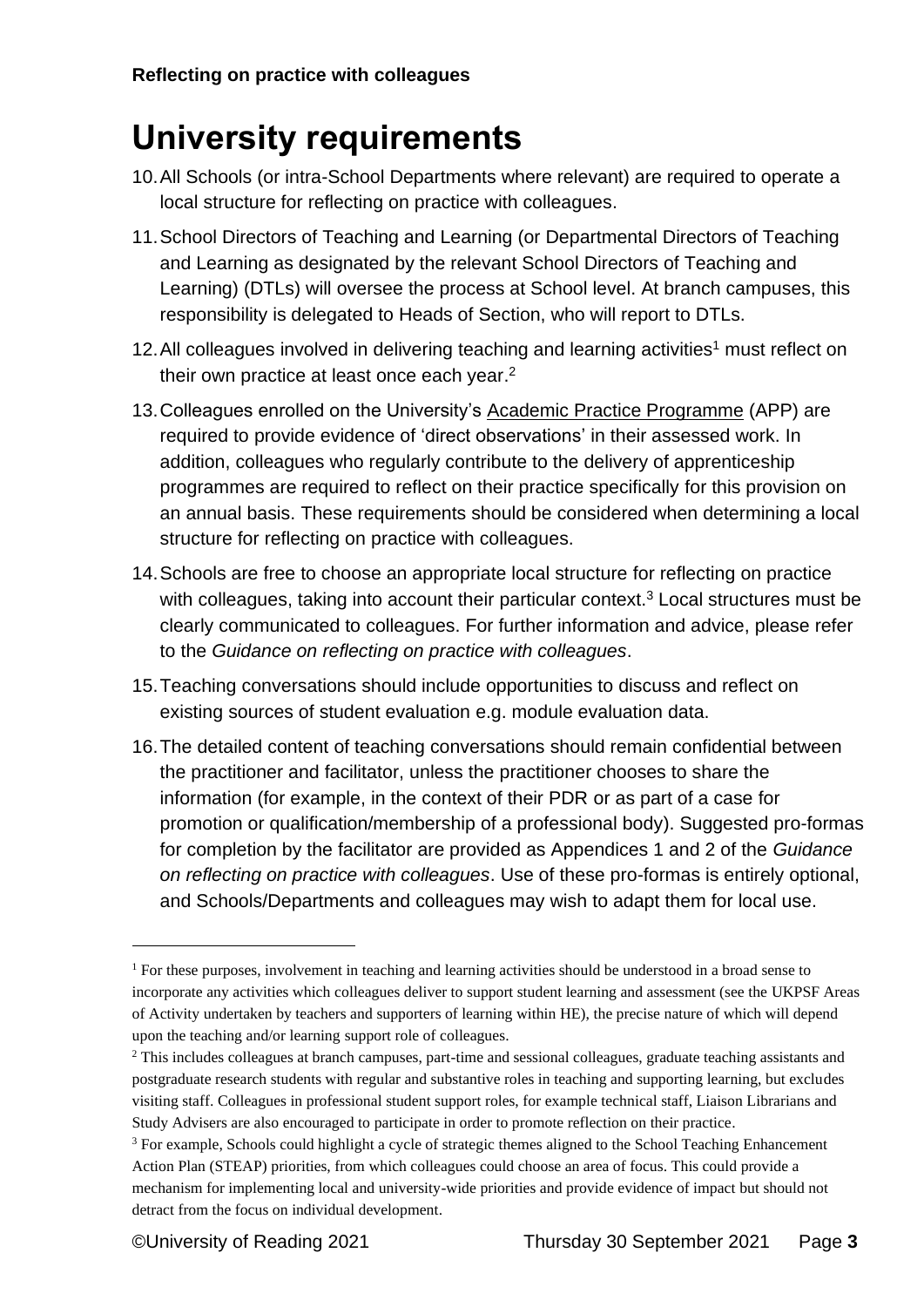# University requirements

10. All Schools (or intra-School Departments where relevant) are required to operate a local structure for reflecting on practice with colleagues.

11. School Directors of Teaching and Learning (or Departmental Directors of Teaching and Learning as designated by the relevant School Directors of Teaching and Learning) (DTLs) will oversee the process at School level. At branch campuses, this responsibility is delegated to Heads of Section, who will report to DTLs.

12. All colleagues involved in delivering teaching and learning activities[1] must reflect on their own practice at least once each year.[2]

13. Colleagues enrolled on the University's Academic Practice Programme (APP) are required to provide evidence of 'direct observations' in their assessed work. In addition, colleagues who regularly contribute to the delivery of apprenticeship programmes are required to reflect on their practice specifically for this provision on an annual basis. These requirements should be considered when determining a local structure for reflecting on practice with colleagues.

14. Schools are free to choose an appropriate local structure for reflecting on practice with colleagues, taking into account their particular context.[3] Local structures must be clearly communicated to colleagues. For further information and advice, please refer to the *Guidance on reflecting on practice with colleagues*.

15. Teaching conversations should include opportunities to discuss and reflect on existing sources of student evaluation e.g. module evaluation data.

16. The detailed content of teaching conversations should remain confidential between the practitioner and facilitator, unless the practitioner chooses to share the information (for example, in the context of their PDR or as part of a case for promotion or qualification/membership of a professional body). Suggested pro-formas for completion by the facilitator are provided as Appendices 1 and 2 of the *Guidance on reflecting on practice with colleagues*. Use of these pro-formas is entirely optional, and Schools/Departments and colleagues may wish to adapt them for local use.

---

[1] For these purposes, involvement in teaching and learning activities should be understood in a broad sense to incorporate any activities which colleagues deliver to support student learning and assessment (see the UKPSF Areas of Activity undertaken by teachers and supporters of learning within HE), the precise nature of which will depend upon the teaching and/or learning support role of colleagues.

[2] This includes colleagues at branch campuses, part-time and sessional colleagues, graduate teaching assistants and postgraduate research students with regular and substantive roles in teaching and supporting learning, but excludes visiting staff. Colleagues in professional student support roles, for example technical staff, Liaison Librarians and Study Advisers are also encouraged to participate in order to promote reflection on their practice.

[3] For example, Schools could highlight a cycle of strategic themes aligned to the School Teaching Enhancement Action Plan (STEAP) priorities, from which colleagues could choose an area of focus. This could provide a mechanism for implementing local and university-wide priorities and provide evidence of impact but should not detract from the focus on individual development.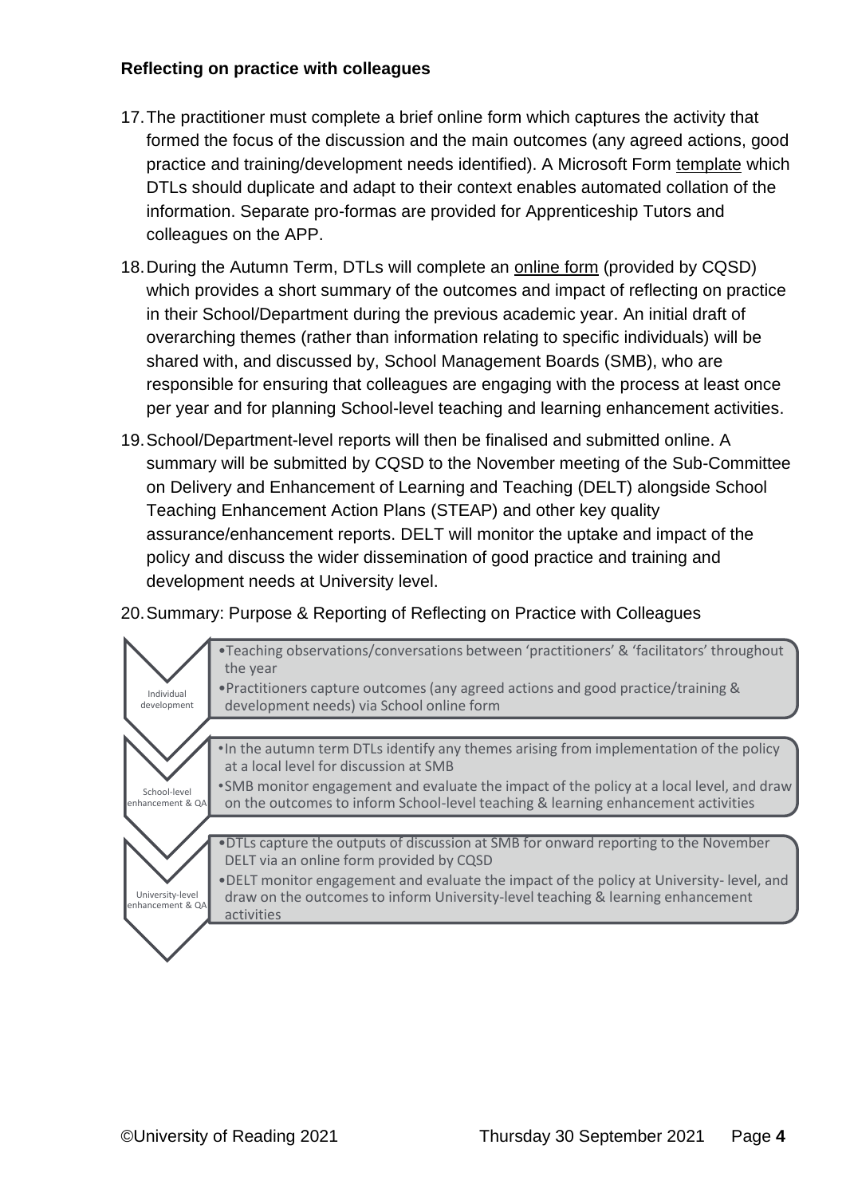**Reflecting on practice with colleagues**

17. The practitioner must complete a brief online form which captures the activity that formed the focus of the discussion and the main outcomes (any agreed actions, good practice and training/development needs identified). A Microsoft Form template which DTLs should duplicate and adapt to their context enables automated collation of the information. Separate pro-formas are provided for Apprenticeship Tutors and colleagues on the APP.

18. During the Autumn Term, DTLs will complete an online form (provided by CQSD) which provides a short summary of the outcomes and impact of reflecting on practice in their School/Department during the previous academic year. An initial draft of overarching themes (rather than information relating to specific individuals) will be shared with, and discussed by, School Management Boards (SMB), who are responsible for ensuring that colleagues are engaging with the process at least once per year and for planning School-level teaching and learning enhancement activities.

19. School/Department-level reports will then be finalised and submitted online. A summary will be submitted by CQSD to the November meeting of the Sub-Committee on Delivery and Enhancement of Learning and Teaching (DELT) alongside School Teaching Enhancement Action Plans (STEAP) and other key quality assurance/enhancement reports. DELT will monitor the uptake and impact of the policy and discuss the wider dissemination of good practice and training and development needs at University level.

20. Summary: Purpose & Reporting of Reflecting on Practice with Colleagues

| Stage | Activities |
| --- | --- |
| Individual development | • Teaching observations/conversations between 'practitioners' & 'facilitators' throughout the year<br>• Practitioners capture outcomes (any agreed actions and good practice/training & development needs) via School online form |
| School-level enhancement & QA | • In the autumn term DTLs identify any themes arising from implementation of the policy at a local level for discussion at SMB<br>• SMB monitor engagement and evaluate the impact of the policy at a local level, and draw on the outcomes to inform School-level teaching & learning enhancement activities |
| University-level enhancement & QA | • DTLs capture the outputs of discussion at SMB for onward reporting to the November DELT via an online form provided by CQSD<br>• DELT monitor engagement and evaluate the impact of the policy at University- level, and draw on the outcomes to inform University-level teaching & learning enhancement activities |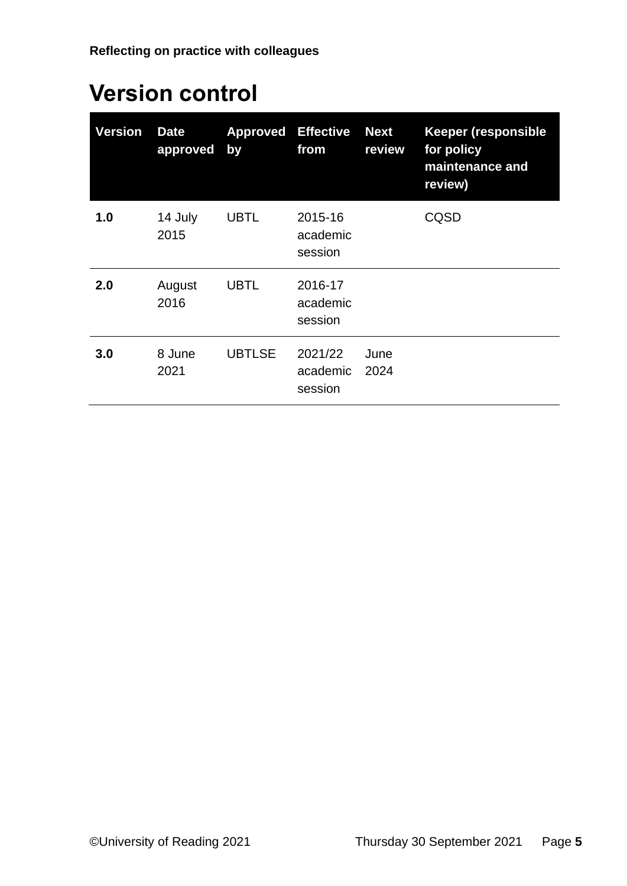# Version control

| Version | Date approved | Approved by | Effective from | Next review | Keeper (responsible for policy maintenance and review) |
|---|---|---|---|---|---|
| **1.0** | 14 July 2015 | UBTL | 2015-16 academic session | | CQSD |
| **2.0** | August 2016 | UBTL | 2016-17 academic session | | |
| **3.0** | 8 June 2021 | UBTLSE | 2021/22 academic session | June 2024 | |